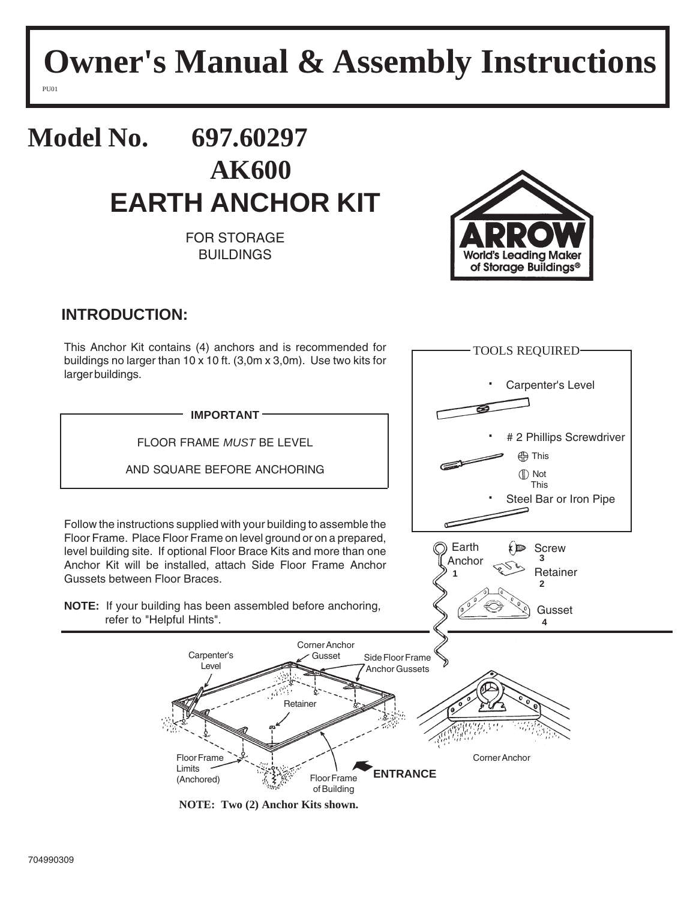# Owner's Manual & Assembly Instructions

PU01

# Model No. 697.60297 AK600

# EARTH ANCHOR KIT

FOR STORAGE BUILDINGS

ARROW
World's Leading Maker of Storage Buildings®

## INTRODUCTION:

This Anchor Kit contains (4) anchors and is recommended for buildings no larger than 10 x 10 ft. (3,0m x 3,0m). Use two kits for larger buildings.

**IMPORTANT**

FLOOR FRAME *MUST* BE LEVEL

AND SQUARE BEFORE ANCHORING

Follow the instructions supplied with your building to assemble the Floor Frame. Place Floor Frame on level ground or on a prepared, level building site. If optional Floor Brace Kits and more than one Anchor Kit will be installed, attach Side Floor Frame Anchor Gussets between Floor Braces.

**NOTE:** If your building has been assembled before anchoring, refer to "Helpful Hints".

TOOLS REQUIRED

- Carpenter's Level
- # 2 Phillips Screwdriver (This / Not This)
- Steel Bar or Iron Pipe

Earth Anchor 1
Screw 3
Retainer 2
Gusset 4

Carpenter's Level
Corner Anchor Gusset
Side Floor Frame Anchor Gussets
Retainer
Floor Frame Limits (Anchored)
Floor Frame of Building
ENTRANCE
Corner Anchor

**NOTE: Two (2) Anchor Kits shown.**

704990309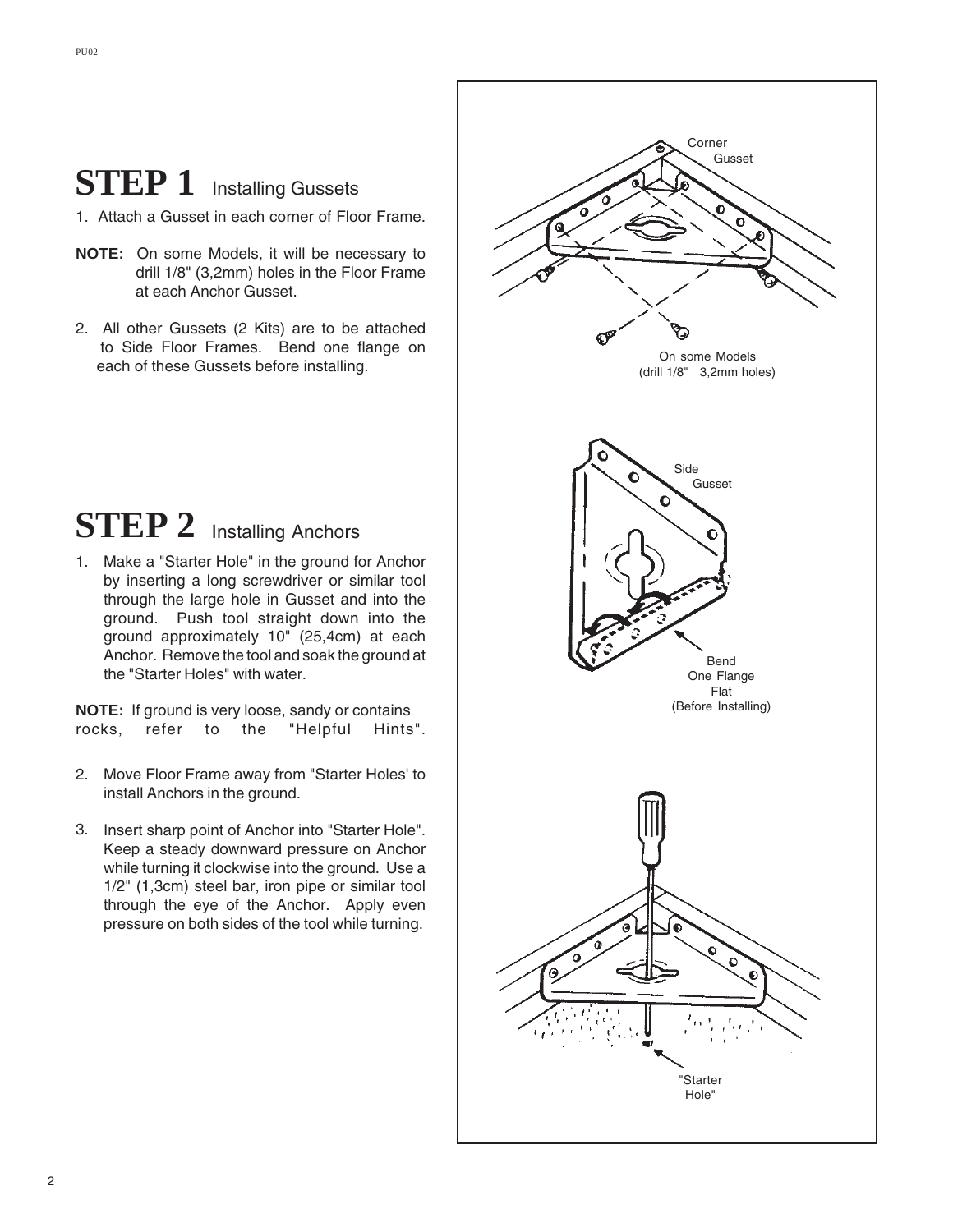# STEP 1 Installing Gussets

1. Attach a Gusset in each corner of Floor Frame.

**NOTE:** On some Models, it will be necessary to drill 1/8" (3,2mm) holes in the Floor Frame at each Anchor Gusset.

2. All other Gussets (2 Kits) are to be attached to Side Floor Frames. Bend one flange on each of these Gussets before installing.

# STEP 2 Installing Anchors

1. Make a "Starter Hole" in the ground for Anchor by inserting a long screwdriver or similar tool through the large hole in Gusset and into the ground. Push tool straight down into the ground approximately 10" (25,4cm) at each Anchor. Remove the tool and soak the ground at the "Starter Holes" with water.

**NOTE:** If ground is very loose, sandy or contains rocks, refer to the "Helpful Hints".

2. Move Floor Frame away from "Starter Holes' to install Anchors in the ground.

3. Insert sharp point of Anchor into "Starter Hole". Keep a steady downward pressure on Anchor while turning it clockwise into the ground. Use a 1/2" (1,3cm) steel bar, iron pipe or similar tool through the eye of the Anchor. Apply even pressure on both sides of the tool while turning.

Corner Gusset

On some Models (drill 1/8" 3,2mm holes)

Side Gusset

Bend One Flange Flat (Before Installing)

"Starter Hole"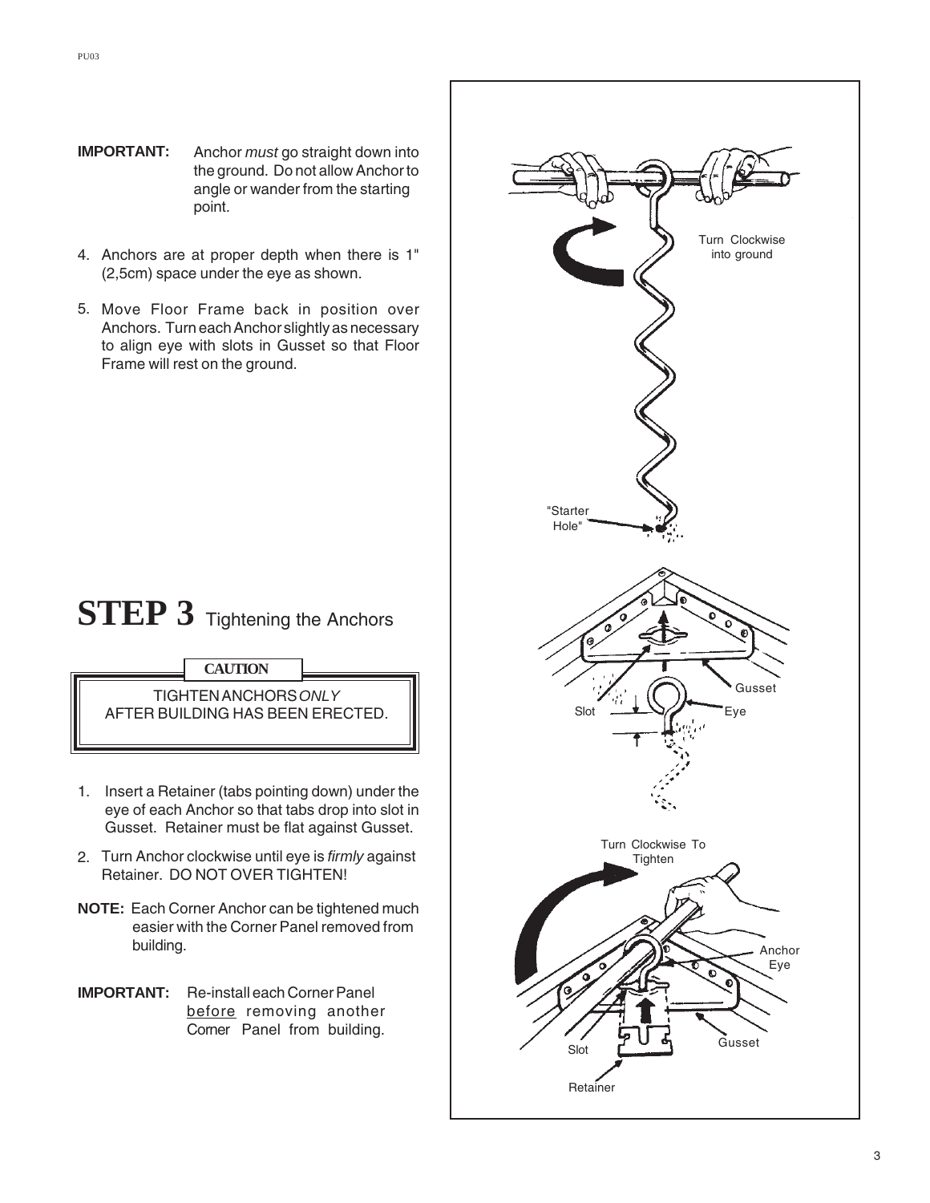**IMPORTANT:** Anchor *must* go straight down into the ground. Do not allow Anchor to angle or wander from the starting point.

4. Anchors are at proper depth when there is 1" (2,5cm) space under the eye as shown.
5. Move Floor Frame back in position over Anchors. Turn each Anchor slightly as necessary to align eye with slots in Gusset so that Floor Frame will rest on the ground.

# STEP 3 Tightening the Anchors

**CAUTION**

TIGHTEN ANCHORS *ONLY* AFTER BUILDING HAS BEEN ERECTED.

1. Insert a Retainer (tabs pointing down) under the eye of each Anchor so that tabs drop into slot in Gusset. Retainer must be flat against Gusset.
2. Turn Anchor clockwise until eye is *firmly* against Retainer. DO NOT OVER TIGHTEN!

**NOTE:** Each Corner Anchor can be tightened much easier with the Corner Panel removed from building.

**IMPORTANT:** Re-install each Corner Panel <u>before</u> removing another Corner Panel from building.

Turn Clockwise into ground

"Starter Hole"

Gusset

Slot

Eye

Turn Clockwise To Tighten

Anchor Eye

Slot

Gusset

Retainer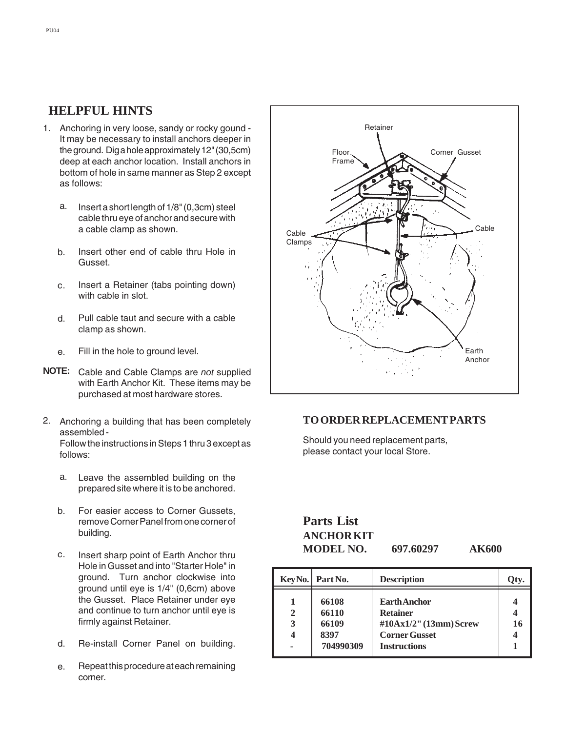## HELPFUL HINTS

1. Anchoring in very loose, sandy or rocky gound - It may be necessary to install anchors deeper in the ground. Dig a hole approximately 12" (30,5cm) deep at each anchor location. Install anchors in bottom of hole in same manner as Step 2 except as follows:

   a. Insert a short length of 1/8" (0,3cm) steel cable thru eye of anchor and secure with a cable clamp as shown.

   b. Insert other end of cable thru Hole in Gusset.

   c. Insert a Retainer (tabs pointing down) with cable in slot.

   d. Pull cable taut and secure with a cable clamp as shown.

   e. Fill in the hole to ground level.

**NOTE:** Cable and Cable Clamps are *not* supplied with Earth Anchor Kit. These items may be purchased at most hardware stores.

2. Anchoring a building that has been completely assembled -
   Follow the instructions in Steps 1 thru 3 except as follows:

   a. Leave the assembled building on the prepared site where it is to be anchored.

   b. For easier access to Corner Gussets, remove Corner Panel from one corner of building.

   c. Insert sharp point of Earth Anchor thru Hole in Gusset and into "Starter Hole" in ground. Turn anchor clockwise into ground until eye is 1/4" (0,6cm) above the Gusset. Place Retainer under eye and continue to turn anchor until eye is firmly against Retainer.

   d. Re-install Corner Panel on building.

   e. Repeat this procedure at each remaining corner.

Retainer
Floor Frame
Corner Gusset
Cable
Cable Clamps
Earth Anchor

### TO ORDER REPLACEMENT PARTS

Should you need replacement parts, please contact your local Store.

## Parts List

**ANCHOR KIT**
**MODEL NO. 697.60297 AK600**

| Key No. | Part No. | Description | Qty. |
|---|---|---|---|
| 1 | 66108 | Earth Anchor | 4 |
| 2 | 66110 | Retainer | 4 |
| 3 | 66109 | #10Ax1/2" (13mm) Screw | 16 |
| 4 | 8397 | Corner Gusset | 4 |
| - | 704990309 | Instructions | 1 |